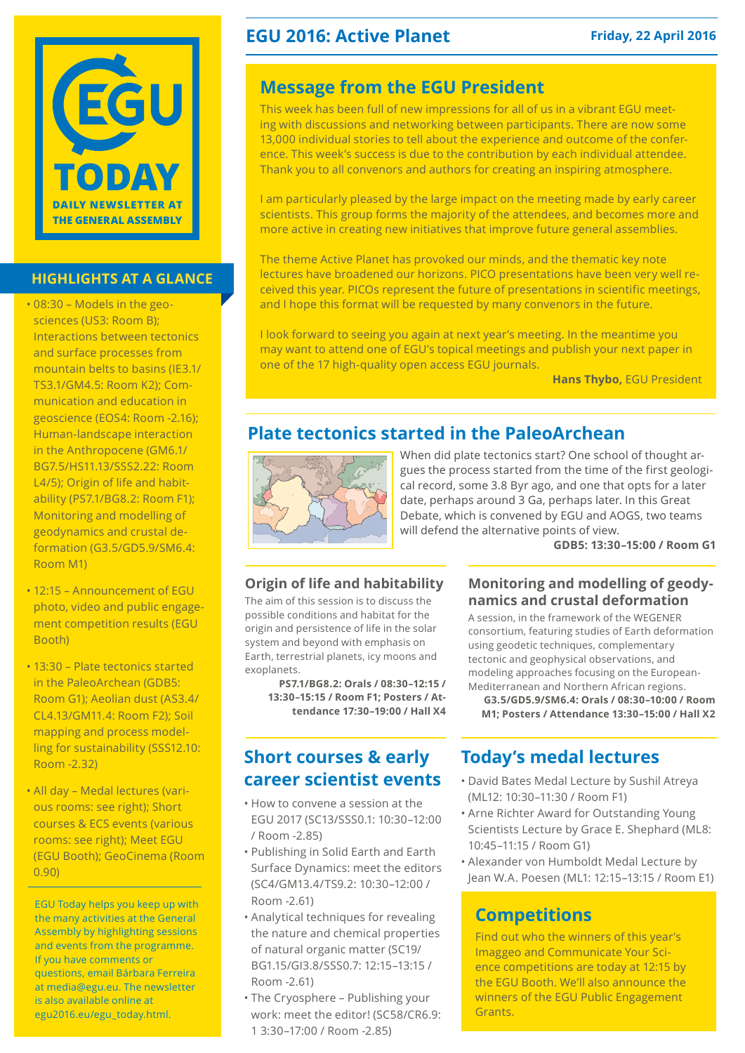# EGU TODAY

DAILY NEWSLETTER AT THE GENERAL ASSEMBLY

## EGU 2016: Active Planet

Friday, 22 April 2016

## HIGHLIGHTS AT A GLANCE

- 08:30 – Models in the geosciences (US3: Room B); Interactions between tectonics and surface processes from mountain belts to basins (IE3.1/TS3.1/GM4.5: Room K2); Communication and education in geoscience (EOS4: Room -2.16); Human-landscape interaction in the Anthropocene (GM6.1/BG7.5/HS11.13/SSS2.22: Room L4/5); Origin of life and habitability (PS7.1/BG8.2: Room F1); Monitoring and modelling of geodynamics and crustal deformation (G3.5/GD5.9/SM6.4: Room M1)
- 12:15 – Announcement of EGU photo, video and public engagement competition results (EGU Booth)
- 13:30 – Plate tectonics started in the PaleoArchean (GDB5: Room G1); Aeolian dust (AS3.4/CL4.13/GM11.4: Room F2); Soil mapping and process modelling for sustainability (SSS12.10: Room -2.32)
- All day – Medal lectures (various rooms: see right); Short courses & ECS events (various rooms: see right); Meet EGU (EGU Booth); GeoCinema (Room 0.90)

EGU Today helps you keep up with the many activities at the General Assembly by highlighting sessions and events from the programme. If you have comments or questions, email Bárbara Ferreira at media@egu.eu. The newsletter is also available online at egu2016.eu/egu_today.html.

## Message from the EGU President

This week has been full of new impressions for all of us in a vibrant EGU meeting with discussions and networking between participants. There are now some 13,000 individual stories to tell about the experience and outcome of the conference. This week's success is due to the contribution by each individual attendee. Thank you to all convenors and authors for creating an inspiring atmosphere.

I am particularly pleased by the large impact on the meeting made by early career scientists. This group forms the majority of the attendees, and becomes more and more active in creating new initiatives that improve future general assemblies.

The theme Active Planet has provoked our minds, and the thematic key note lectures have broadened our horizons. PICO presentations have been very well received this year. PICOs represent the future of presentations in scientific meetings, and I hope this format will be requested by many convenors in the future.

I look forward to seeing you again at next year's meeting. In the meantime you may want to attend one of EGU's topical meetings and publish your next paper in one of the 17 high-quality open access EGU journals.

**Hans Thybo,** EGU President

## Plate tectonics started in the PaleoArchean

When did plate tectonics start? One school of thought argues the process started from the time of the first geological record, some 3.8 Byr ago, and one that opts for a later date, perhaps around 3 Ga, perhaps later. In this Great Debate, which is convened by EGU and AOGS, two teams will defend the alternative points of view.

**GDB5: 13:30–15:00 / Room G1**

### Origin of life and habitability

The aim of this session is to discuss the possible conditions and habitat for the origin and persistence of life in the solar system and beyond with emphasis on Earth, terrestrial planets, icy moons and exoplanets.

**PS7.1/BG8.2: Orals / 08:30–12:15 / 13:30–15:15 / Room F1; Posters / Attendance 17:30–19:00 / Hall X4**

### Monitoring and modelling of geodynamics and crustal deformation

A session, in the framework of the WEGENER consortium, featuring studies of Earth deformation using geodetic techniques, complementary tectonic and geophysical observations, and modeling approaches focusing on the European-Mediterranean and Northern African regions.

**G3.5/GD5.9/SM6.4: Orals / 08:30–10:00 / Room M1; Posters / Attendance 13:30–15:00 / Hall X2**

## Short courses & early career scientist events

- How to convene a session at the EGU 2017 (SC13/SSS0.1: 10:30–12:00 / Room -2.85)
- Publishing in Solid Earth and Earth Surface Dynamics: meet the editors (SC4/GM13.4/TS9.2: 10:30–12:00 / Room -2.61)
- Analytical techniques for revealing the nature and chemical properties of natural organic matter (SC19/BG1.15/GI3.8/SSS0.7: 12:15–13:15 / Room -2.61)
- The Cryosphere – Publishing your work: meet the editor! (SC58/CR6.9: 1 3:30–17:00 / Room -2.85)

## Today's medal lectures

- David Bates Medal Lecture by Sushil Atreya (ML12: 10:30–11:30 / Room F1)
- Arne Richter Award for Outstanding Young Scientists Lecture by Grace E. Shephard (ML8: 10:45–11:15 / Room G1)
- Alexander von Humboldt Medal Lecture by Jean W.A. Poesen (ML1: 12:15–13:15 / Room E1)

## Competitions

Find out who the winners of this year's Imaggeo and Communicate Your Science competitions are today at 12:15 by the EGU Booth. We'll also announce the winners of the EGU Public Engagement Grants.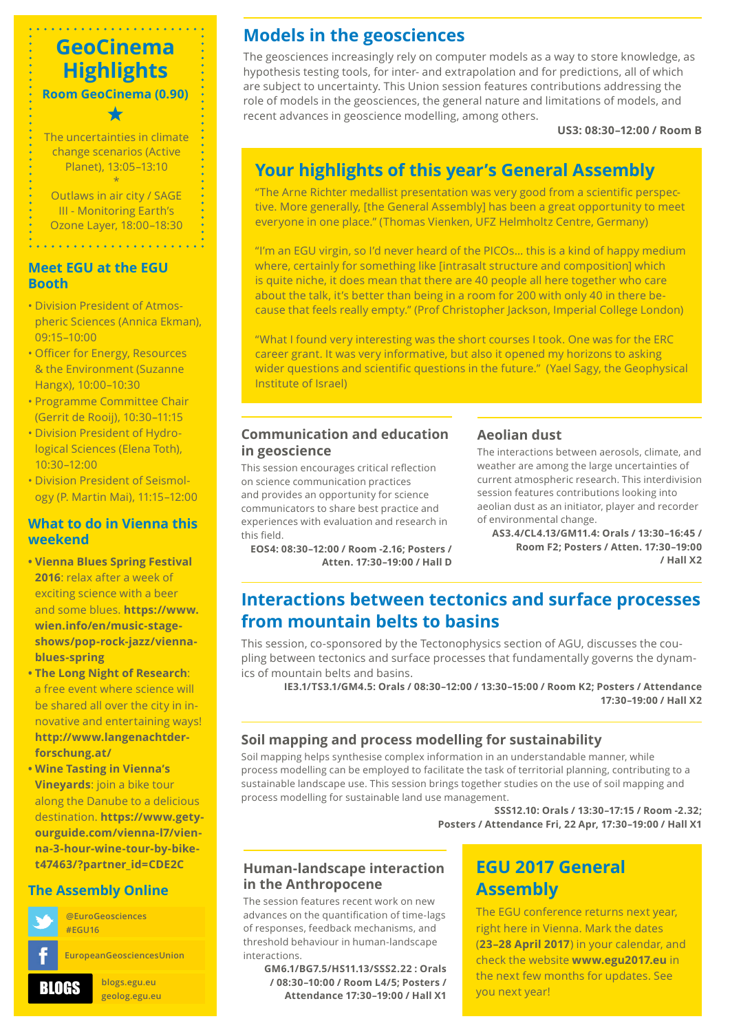## GeoCinema Highlights

**Room GeoCinema (0.90)**

★

The uncertainties in climate change scenarios (Active Planet), 13:05–13:10

*

Outlaws in air city / SAGE III - Monitoring Earth's Ozone Layer, 18:00–18:30

## Meet EGU at the EGU Booth

- Division President of Atmospheric Sciences (Annica Ekman), 09:15–10:00
- Officer for Energy, Resources & the Environment (Suzanne Hangx), 10:00–10:30
- Programme Committee Chair (Gerrit de Rooij), 10:30–11:15
- Division President of Hydrological Sciences (Elena Toth), 10:30–12:00
- Division President of Seismology (P. Martin Mai), 11:15–12:00

## What to do in Vienna this weekend

- **Vienna Blues Spring Festival 2016**: relax after a week of exciting science with a beer and some blues. **https://www.wien.info/en/music-stage-shows/pop-rock-jazz/vienna-blues-spring**
- **The Long Night of Research**: a free event where science will be shared all over the city in innovative and entertaining ways! **http://www.langenachtderforschung.at/**
- **Wine Tasting in Vienna's Vineyards**: join a bike tour along the Danube to a delicious destination. **https://www.getyourguide.com/vienna-l7/vienna-3-hour-wine-tour-by-bike-t47463/?partner_id=CDE2C**

## The Assembly Online

@EuroGeosciences #EGU16

EuropeanGeosciencesUnion

BLOGS
blogs.egu.eu
geolog.egu.eu

## Models in the geosciences

The geosciences increasingly rely on computer models as a way to store knowledge, as hypothesis testing tools, for inter- and extrapolation and for predictions, all of which are subject to uncertainty. This Union session features contributions addressing the role of models in the geosciences, the general nature and limitations of models, and recent advances in geoscience modelling, among others.

**US3: 08:30–12:00 / Room B**

## Your highlights of this year's General Assembly

"The Arne Richter medallist presentation was very good from a scientific perspective. More generally, [the General Assembly] has been a great opportunity to meet everyone in one place." (Thomas Vienken, UFZ Helmholtz Centre, Germany)

"I'm an EGU virgin, so I'd never heard of the PICOs... this is a kind of happy medium where, certainly for something like [intrasalt structure and composition] which is quite niche, it does mean that there are 40 people all here together who care about the talk, it's better than being in a room for 200 with only 40 in there because that feels really empty." (Prof Christopher Jackson, Imperial College London)

"What I found very interesting was the short courses I took. One was for the ERC career grant. It was very informative, but also it opened my horizons to asking wider questions and scientific questions in the future." (Yael Sagy, the Geophysical Institute of Israel)

### Communication and education in geoscience

This session encourages critical reflection on science communication practices and provides an opportunity for science communicators to share best practice and experiences with evaluation and research in this field.

**EOS4: 08:30–12:00 / Room -2.16; Posters / Atten. 17:30–19:00 / Hall D**

### Aeolian dust

The interactions between aerosols, climate, and weather are among the large uncertainties of current atmospheric research. This interdivision session features contributions looking into aeolian dust as an initiator, player and recorder of environmental change.

**AS3.4/CL4.13/GM11.4: Orals / 13:30–16:45 / Room F2; Posters / Atten. 17:30–19:00 / Hall X2**

## Interactions between tectonics and surface processes from mountain belts to basins

This session, co-sponsored by the Tectonophysics section of AGU, discusses the coupling between tectonics and surface processes that fundamentally governs the dynamics of mountain belts and basins.

**IE3.1/TS3.1/GM4.5: Orals / 08:30–12:00 / 13:30–15:00 / Room K2; Posters / Attendance 17:30–19:00 / Hall X2**

### Soil mapping and process modelling for sustainability

Soil mapping helps synthesise complex information in an understandable manner, while process modelling can be employed to facilitate the task of territorial planning, contributing to a sustainable landscape use. This session brings together studies on the use of soil mapping and process modelling for sustainable land use management.

**SSS12.10: Orals / 13:30–17:15 / Room -2.32; Posters / Attendance Fri, 22 Apr, 17:30–19:00 / Hall X1**

### Human-landscape interaction in the Anthropocene

The session features recent work on new advances on the quantification of time-lags of responses, feedback mechanisms, and threshold behaviour in human-landscape interactions.

**GM6.1/BG7.5/HS11.13/SSS2.22 : Orals / 08:30–10:00 / Room L4/5; Posters / Attendance 17:30–19:00 / Hall X1**

## EGU 2017 General Assembly

The EGU conference returns next year, right here in Vienna. Mark the dates (**23–28 April 2017**) in your calendar, and check the website **www.egu2017.eu** in the next few months for updates. See you next year!